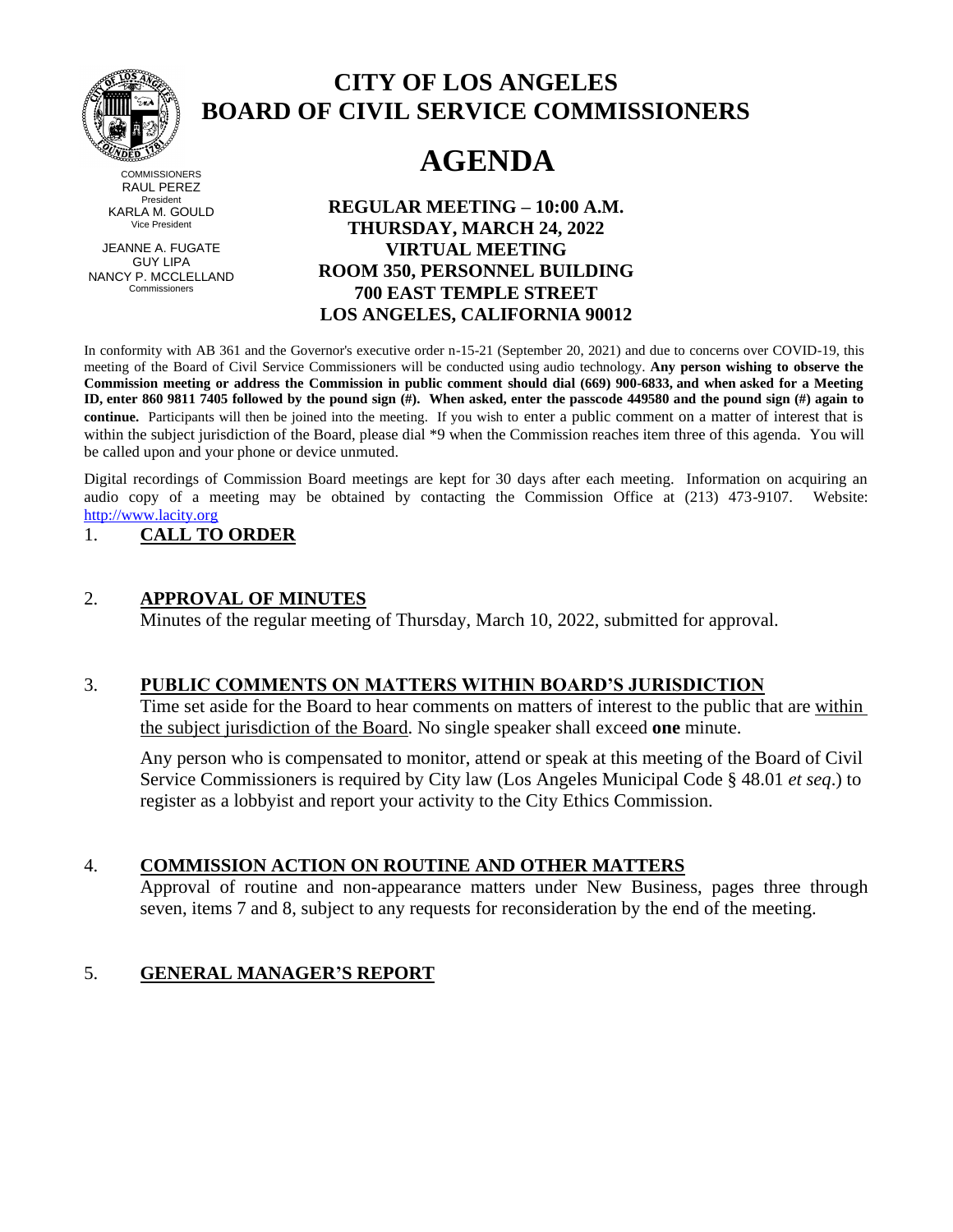# CITY OF LOS ANGELES
# BOARD OF CIVIL SERVICE COMMISSIONERS

COMMISSIONERS
RAUL PEREZ
President
KARLA M. GOULD
Vice President

JEANNE A. FUGATE
GUY LIPA
NANCY P. MCCLELLAND
Commissioners

# AGENDA

**REGULAR MEETING – 10:00 A.M.**
**THURSDAY, MARCH 24, 2022**
**VIRTUAL MEETING**
**ROOM 350, PERSONNEL BUILDING**
**700 EAST TEMPLE STREET**
**LOS ANGELES, CALIFORNIA 90012**

In conformity with AB 361 and the Governor's executive order n-15-21 (September 20, 2021) and due to concerns over COVID-19, this meeting of the Board of Civil Service Commissioners will be conducted using audio technology. **Any person wishing to observe the Commission meeting or address the Commission in public comment should dial (669) 900-6833, and when asked for a Meeting ID, enter 860 9811 7405 followed by the pound sign (#). When asked, enter the passcode 449580 and the pound sign (#) again to continue.** Participants will then be joined into the meeting. If you wish to enter a public comment on a matter of interest that is within the subject jurisdiction of the Board, please dial *9 when the Commission reaches item three of this agenda. You will be called upon and your phone or device unmuted.

Digital recordings of Commission Board meetings are kept for 30 days after each meeting. Information on acquiring an audio copy of a meeting may be obtained by contacting the Commission Office at (213) 473-9107. Website: http://www.lacity.org

1. **CALL TO ORDER**

2. **APPROVAL OF MINUTES**
   Minutes of the regular meeting of Thursday, March 10, 2022, submitted for approval.

3. **PUBLIC COMMENTS ON MATTERS WITHIN BOARD'S JURISDICTION**
   Time set aside for the Board to hear comments on matters of interest to the public that are within the subject jurisdiction of the Board. No single speaker shall exceed **one** minute.

   Any person who is compensated to monitor, attend or speak at this meeting of the Board of Civil Service Commissioners is required by City law (Los Angeles Municipal Code § 48.01 *et seq.*) to register as a lobbyist and report your activity to the City Ethics Commission.

4. **COMMISSION ACTION ON ROUTINE AND OTHER MATTERS**
   Approval of routine and non-appearance matters under New Business, pages three through seven, items 7 and 8, subject to any requests for reconsideration by the end of the meeting.

5. **GENERAL MANAGER'S REPORT**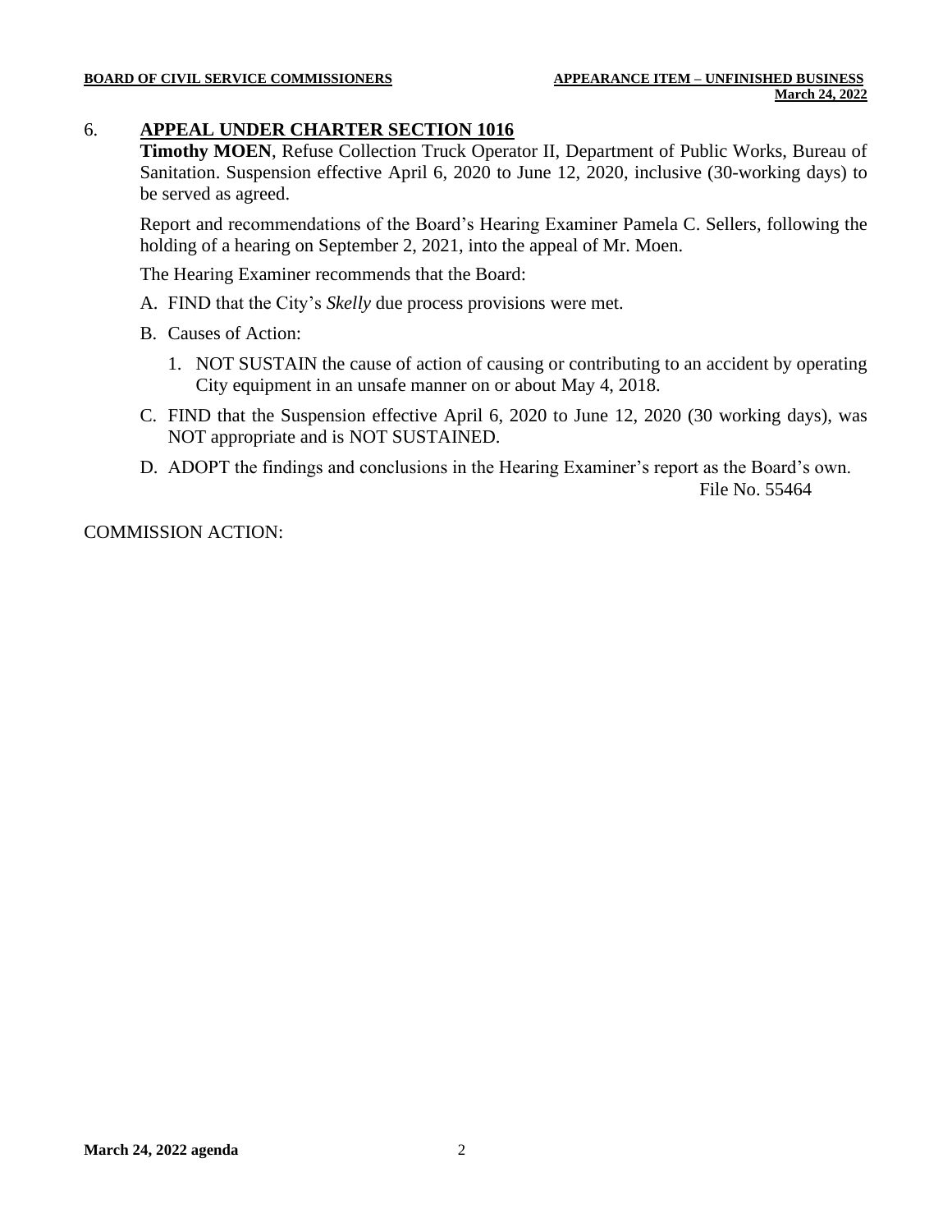6. **APPEAL UNDER CHARTER SECTION 1016**

**Timothy MOEN**, Refuse Collection Truck Operator II, Department of Public Works, Bureau of Sanitation. Suspension effective April 6, 2020 to June 12, 2020, inclusive (30-working days) to be served as agreed.

Report and recommendations of the Board's Hearing Examiner Pamela C. Sellers, following the holding of a hearing on September 2, 2021, into the appeal of Mr. Moen.

The Hearing Examiner recommends that the Board:

A. FIND that the City's *Skelly* due process provisions were met.

B. Causes of Action:

   1. NOT SUSTAIN the cause of action of causing or contributing to an accident by operating City equipment in an unsafe manner on or about May 4, 2018.

C. FIND that the Suspension effective April 6, 2020 to June 12, 2020 (30 working days), was NOT appropriate and is NOT SUSTAINED.

D. ADOPT the findings and conclusions in the Hearing Examiner's report as the Board's own.

File No. 55464

COMMISSION ACTION: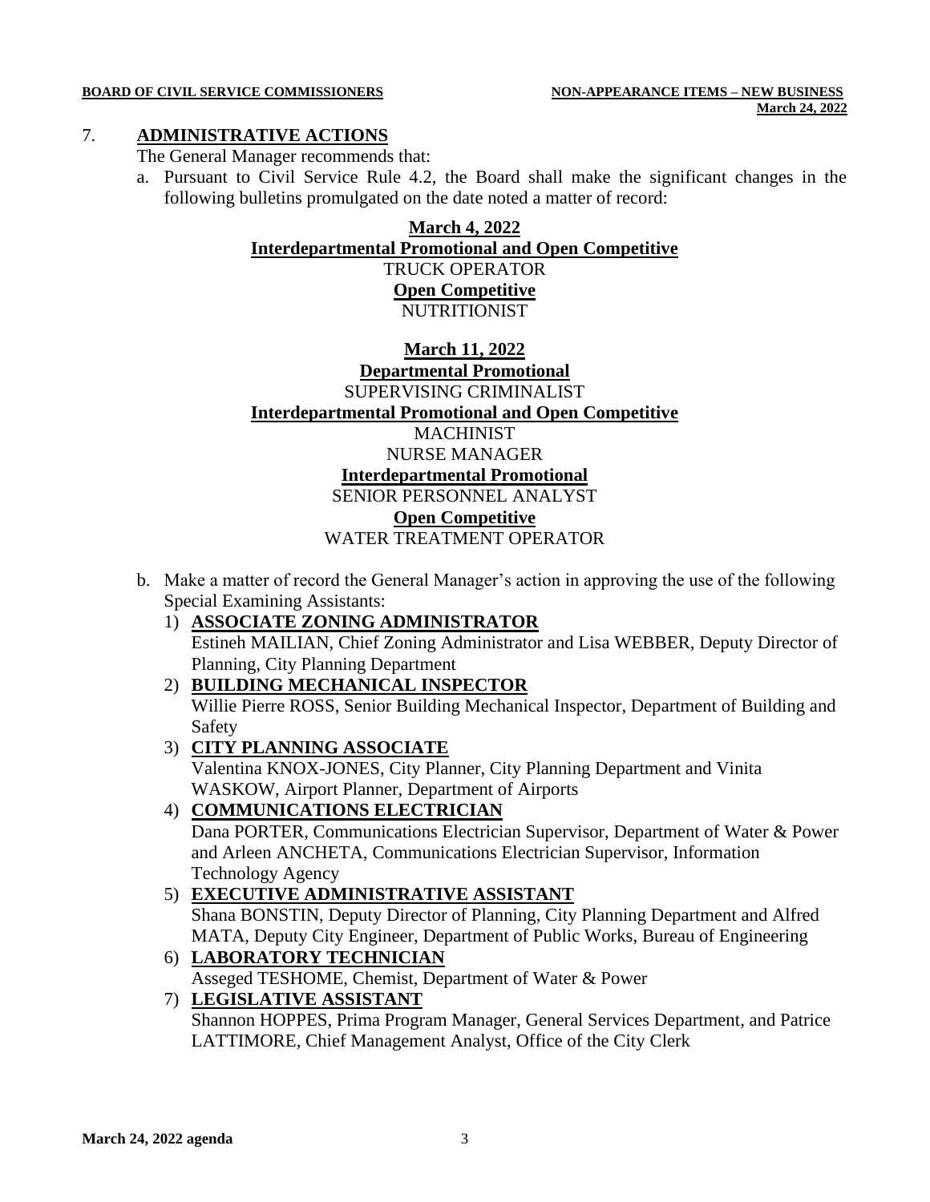## 7. ADMINISTRATIVE ACTIONS

The General Manager recommends that:

a. Pursuant to Civil Service Rule 4.2, the Board shall make the significant changes in the following bulletins promulgated on the date noted a matter of record:

**March 4, 2022**
**Interdepartmental Promotional and Open Competitive**
TRUCK OPERATOR
**Open Competitive**
NUTRITIONIST

**March 11, 2022**
**Departmental Promotional**
SUPERVISING CRIMINALIST
**Interdepartmental Promotional and Open Competitive**
MACHINIST
NURSE MANAGER
**Interdepartmental Promotional**
SENIOR PERSONNEL ANALYST
**Open Competitive**
WATER TREATMENT OPERATOR

b. Make a matter of record the General Manager's action in approving the use of the following Special Examining Assistants:

1) **ASSOCIATE ZONING ADMINISTRATOR**
Estineh MAILIAN, Chief Zoning Administrator and Lisa WEBBER, Deputy Director of Planning, City Planning Department

2) **BUILDING MECHANICAL INSPECTOR**
Willie Pierre ROSS, Senior Building Mechanical Inspector, Department of Building and Safety

3) **CITY PLANNING ASSOCIATE**
Valentina KNOX-JONES, City Planner, City Planning Department and Vinita WASKOW, Airport Planner, Department of Airports

4) **COMMUNICATIONS ELECTRICIAN**
Dana PORTER, Communications Electrician Supervisor, Department of Water & Power and Arleen ANCHETA, Communications Electrician Supervisor, Information Technology Agency

5) **EXECUTIVE ADMINISTRATIVE ASSISTANT**
Shana BONSTIN, Deputy Director of Planning, City Planning Department and Alfred MATA, Deputy City Engineer, Department of Public Works, Bureau of Engineering

6) **LABORATORY TECHNICIAN**
Asseged TESHOME, Chemist, Department of Water & Power

7) **LEGISLATIVE ASSISTANT**
Shannon HOPPES, Prima Program Manager, General Services Department, and Patrice LATTIMORE, Chief Management Analyst, Office of the City Clerk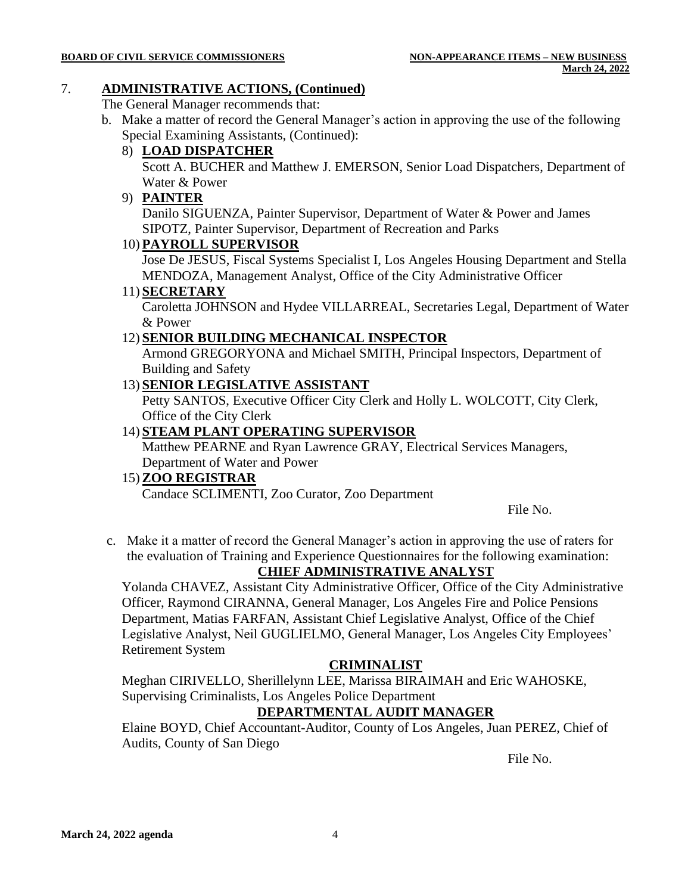7. **ADMINISTRATIVE ACTIONS, (Continued)**

The General Manager recommends that:

b. Make a matter of record the General Manager's action in approving the use of the following Special Examining Assistants, (Continued):

8) **LOAD DISPATCHER**
Scott A. BUCHER and Matthew J. EMERSON, Senior Load Dispatchers, Department of Water & Power

9) **PAINTER**
Danilo SIGUENZA, Painter Supervisor, Department of Water & Power and James SIPOTZ, Painter Supervisor, Department of Recreation and Parks

10) **PAYROLL SUPERVISOR**
Jose De JESUS, Fiscal Systems Specialist I, Los Angeles Housing Department and Stella MENDOZA, Management Analyst, Office of the City Administrative Officer

11) **SECRETARY**
Caroletta JOHNSON and Hydee VILLARREAL, Secretaries Legal, Department of Water & Power

12) **SENIOR BUILDING MECHANICAL INSPECTOR**
Armond GREGORYONA and Michael SMITH, Principal Inspectors, Department of Building and Safety

13) **SENIOR LEGISLATIVE ASSISTANT**
Petty SANTOS, Executive Officer City Clerk and Holly L. WOLCOTT, City Clerk, Office of the City Clerk

14) **STEAM PLANT OPERATING SUPERVISOR**
Matthew PEARNE and Ryan Lawrence GRAY, Electrical Services Managers, Department of Water and Power

15) **ZOO REGISTRAR**
Candace SCLIMENTI, Zoo Curator, Zoo Department

File No.

c. Make it a matter of record the General Manager's action in approving the use of raters for the evaluation of Training and Experience Questionnaires for the following examination:

**CHIEF ADMINISTRATIVE ANALYST**

Yolanda CHAVEZ, Assistant City Administrative Officer, Office of the City Administrative Officer, Raymond CIRANNA, General Manager, Los Angeles Fire and Police Pensions Department, Matias FARFAN, Assistant Chief Legislative Analyst, Office of the Chief Legislative Analyst, Neil GUGLIELMO, General Manager, Los Angeles City Employees' Retirement System

**CRIMINALIST**

Meghan CIRIVELLO, Sherillelynn LEE, Marissa BIRAIMAH and Eric WAHOSKE, Supervising Criminalists, Los Angeles Police Department

**DEPARTMENTAL AUDIT MANAGER**

Elaine BOYD, Chief Accountant-Auditor, County of Los Angeles, Juan PEREZ, Chief of Audits, County of San Diego

File No.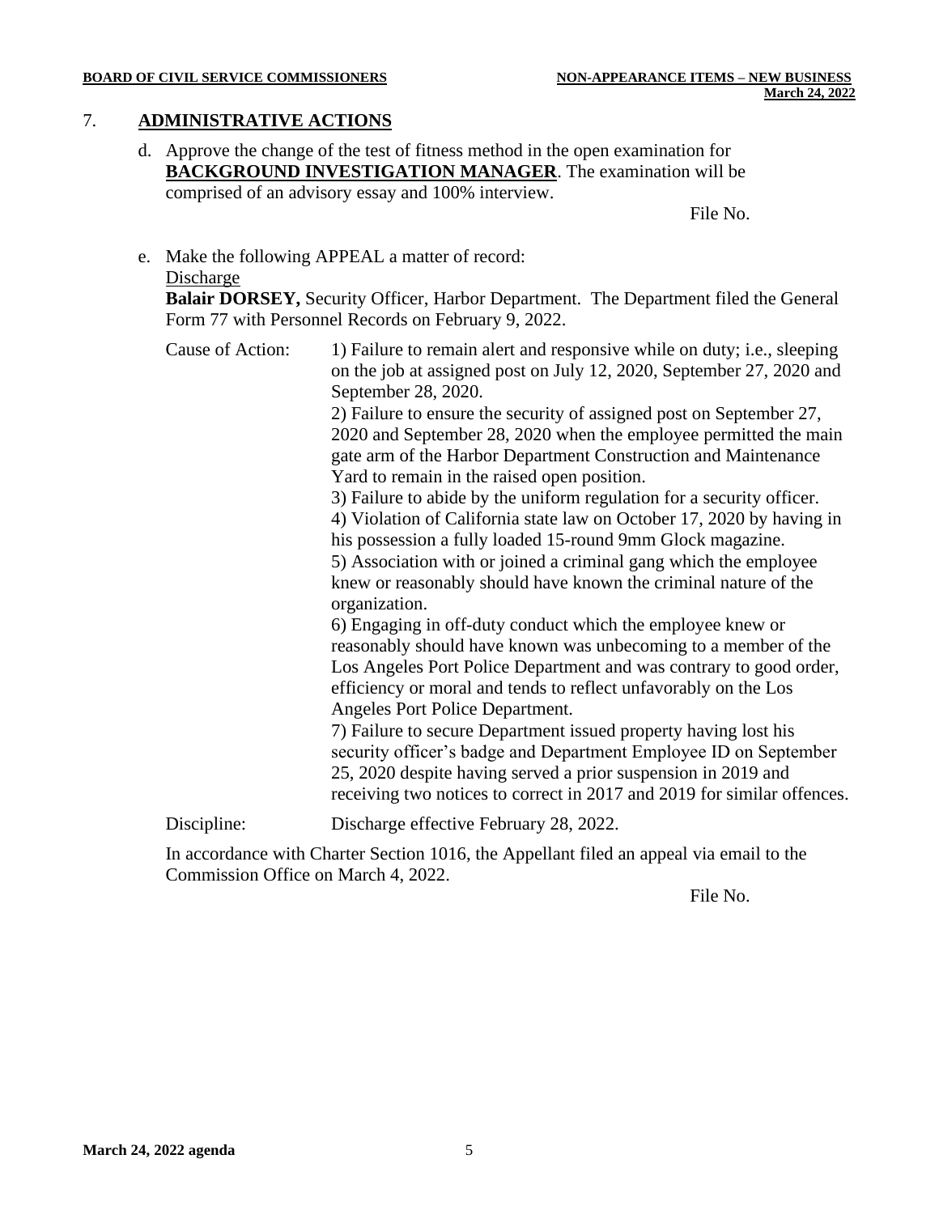## 7. **ADMINISTRATIVE ACTIONS**

d. Approve the change of the test of fitness method in the open examination for **BACKGROUND INVESTIGATION MANAGER**. The examination will be comprised of an advisory essay and 100% interview.

File No.

e. Make the following APPEAL a matter of record:

Discharge

**Balair DORSEY,** Security Officer, Harbor Department. The Department filed the General Form 77 with Personnel Records on February 9, 2022.

Cause of Action:

1) Failure to remain alert and responsive while on duty; i.e., sleeping on the job at assigned post on July 12, 2020, September 27, 2020 and September 28, 2020.

2) Failure to ensure the security of assigned post on September 27, 2020 and September 28, 2020 when the employee permitted the main gate arm of the Harbor Department Construction and Maintenance Yard to remain in the raised open position.

3) Failure to abide by the uniform regulation for a security officer.

4) Violation of California state law on October 17, 2020 by having in his possession a fully loaded 15-round 9mm Glock magazine.

5) Association with or joined a criminal gang which the employee knew or reasonably should have known the criminal nature of the organization.

6) Engaging in off-duty conduct which the employee knew or reasonably should have known was unbecoming to a member of the Los Angeles Port Police Department and was contrary to good order, efficiency or moral and tends to reflect unfavorably on the Los Angeles Port Police Department.

7) Failure to secure Department issued property having lost his security officer's badge and Department Employee ID on September 25, 2020 despite having served a prior suspension in 2019 and receiving two notices to correct in 2017 and 2019 for similar offences.

Discipline: Discharge effective February 28, 2022.

In accordance with Charter Section 1016, the Appellant filed an appeal via email to the Commission Office on March 4, 2022.

File No.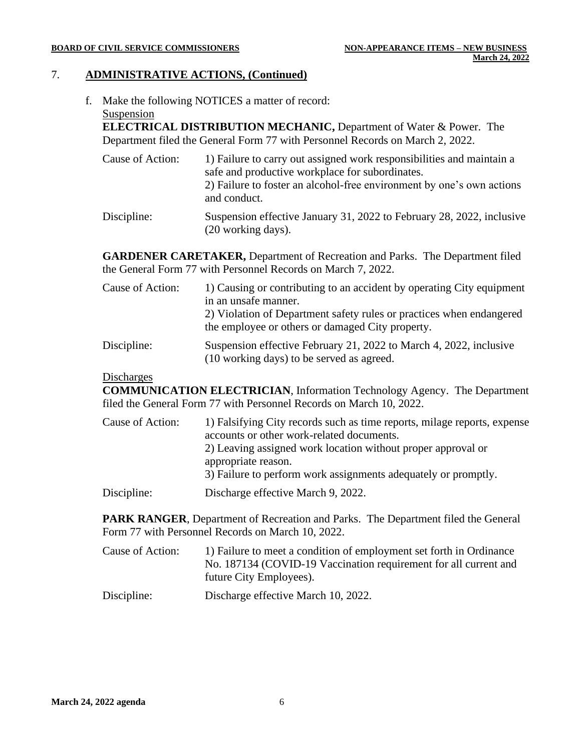## 7. ADMINISTRATIVE ACTIONS, (Continued)

f. Make the following NOTICES a matter of record:

Suspension

**ELECTRICAL DISTRIBUTION MECHANIC,** Department of Water & Power. The Department filed the General Form 77 with Personnel Records on March 2, 2022.

| | |
|---|---|
| Cause of Action: | 1) Failure to carry out assigned work responsibilities and maintain a safe and productive workplace for subordinates.<br>2) Failure to foster an alcohol-free environment by one's own actions and conduct. |
| Discipline: | Suspension effective January 31, 2022 to February 28, 2022, inclusive (20 working days). |

**GARDENER CARETAKER,** Department of Recreation and Parks. The Department filed the General Form 77 with Personnel Records on March 7, 2022.

| | |
|---|---|
| Cause of Action: | 1) Causing or contributing to an accident by operating City equipment in an unsafe manner.<br>2) Violation of Department safety rules or practices when endangered the employee or others or damaged City property. |
| Discipline: | Suspension effective February 21, 2022 to March 4, 2022, inclusive (10 working days) to be served as agreed. |

Discharges

**COMMUNICATION ELECTRICIAN**, Information Technology Agency. The Department filed the General Form 77 with Personnel Records on March 10, 2022.

| | |
|---|---|
| Cause of Action: | 1) Falsifying City records such as time reports, milage reports, expense accounts or other work-related documents.<br>2) Leaving assigned work location without proper approval or appropriate reason.<br>3) Failure to perform work assignments adequately or promptly. |
| Discipline: | Discharge effective March 9, 2022. |

**PARK RANGER**, Department of Recreation and Parks. The Department filed the General Form 77 with Personnel Records on March 10, 2022.

| | |
|---|---|
| Cause of Action: | 1) Failure to meet a condition of employment set forth in Ordinance No. 187134 (COVID-19 Vaccination requirement for all current and future City Employees). |
| Discipline: | Discharge effective March 10, 2022. |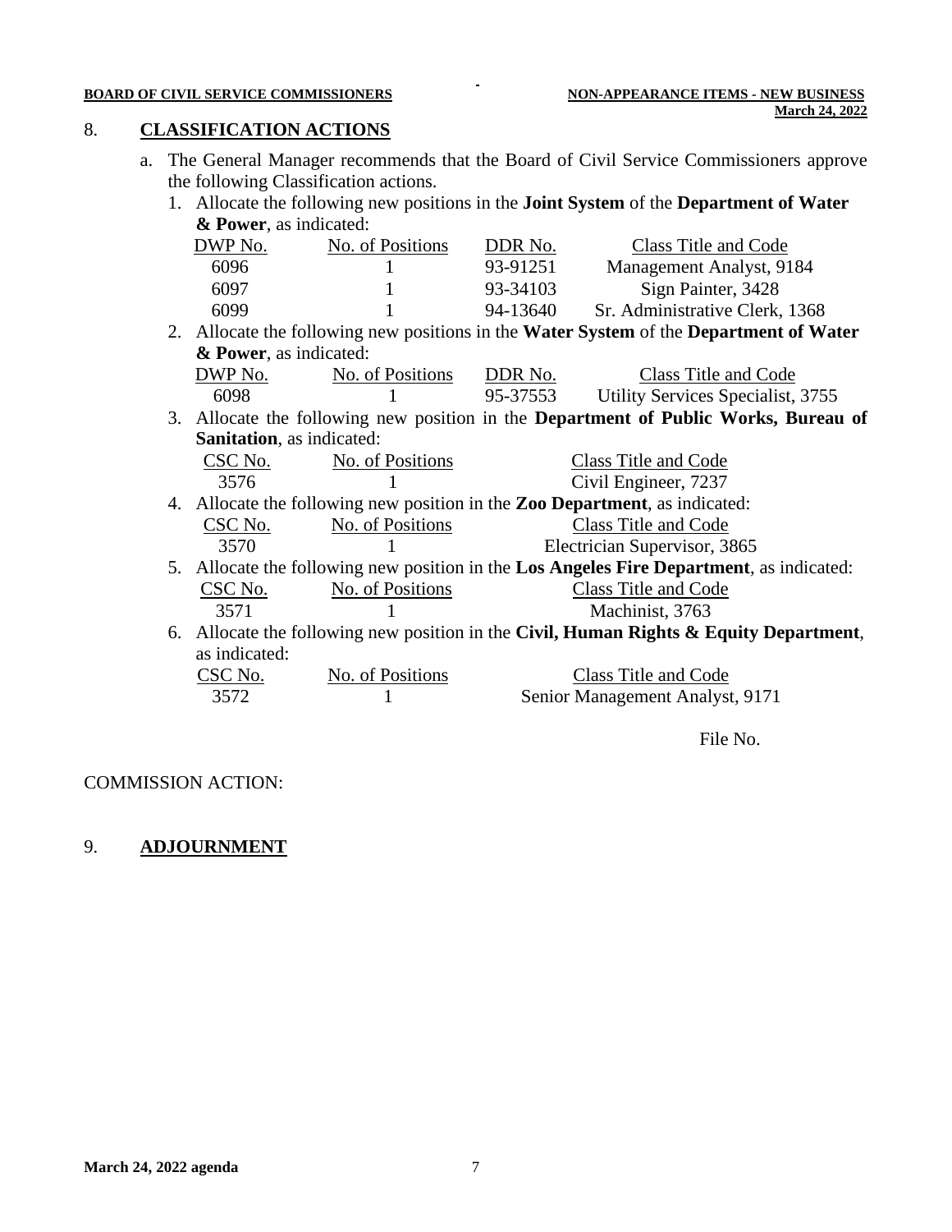## 8. CLASSIFICATION ACTIONS

a. The General Manager recommends that the Board of Civil Service Commissioners approve the following Classification actions.

1. Allocate the following new positions in the **Joint System** of the **Department of Water & Power**, as indicated:

| DWP No. | No. of Positions | DDR No. | Class Title and Code |
|---|---|---|---|
| 6096 | 1 | 93-91251 | Management Analyst, 9184 |
| 6097 | 1 | 93-34103 | Sign Painter, 3428 |
| 6099 | 1 | 94-13640 | Sr. Administrative Clerk, 1368 |

2. Allocate the following new positions in the **Water System** of the **Department of Water & Power**, as indicated:

| DWP No. | No. of Positions | DDR No. | Class Title and Code |
|---|---|---|---|
| 6098 | 1 | 95-37553 | Utility Services Specialist, 3755 |

3. Allocate the following new position in the **Department of Public Works, Bureau of Sanitation**, as indicated:

| CSC No. | No. of Positions | Class Title and Code |
|---|---|---|
| 3576 | 1 | Civil Engineer, 7237 |

4. Allocate the following new position in the **Zoo Department**, as indicated:

| CSC No. | No. of Positions | Class Title and Code |
|---|---|---|
| 3570 | 1 | Electrician Supervisor, 3865 |

5. Allocate the following new position in the **Los Angeles Fire Department**, as indicated:

| CSC No. | No. of Positions | Class Title and Code |
|---|---|---|
| 3571 | 1 | Machinist, 3763 |

6. Allocate the following new position in the **Civil, Human Rights & Equity Department**, as indicated:

| CSC No. | No. of Positions | Class Title and Code |
|---|---|---|
| 3572 | 1 | Senior Management Analyst, 9171 |

File No.

COMMISSION ACTION:

## 9. ADJOURNMENT